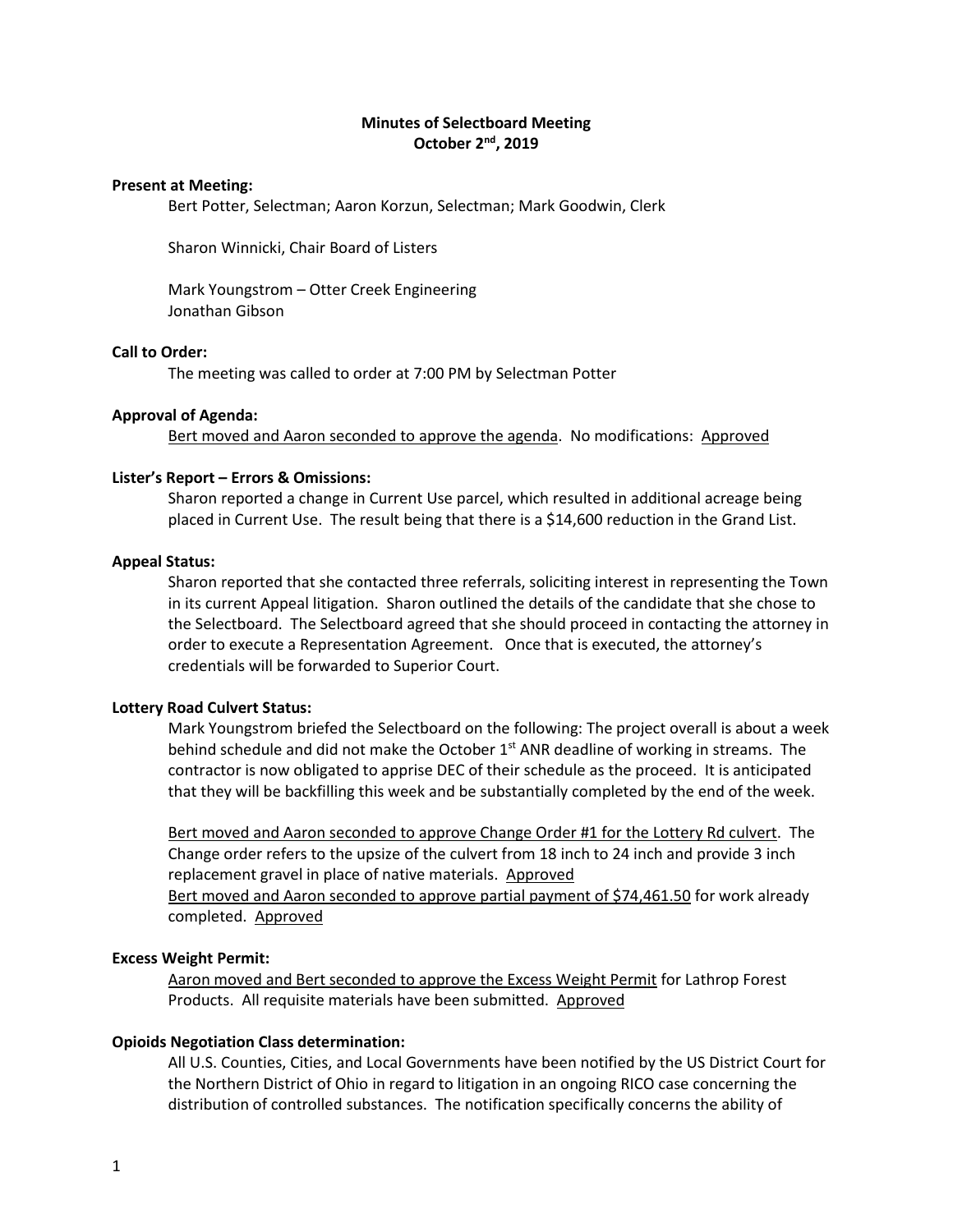# Minutes of Selectboard Meeting
## October 2nd, 2019

**Present at Meeting:**

Bert Potter, Selectman; Aaron Korzun, Selectman; Mark Goodwin, Clerk

Sharon Winnicki, Chair Board of Listers

Mark Youngstrom – Otter Creek Engineering
Jonathan Gibson

**Call to Order:**

The meeting was called to order at 7:00 PM by Selectman Potter

**Approval of Agenda:**

Bert moved and Aaron seconded to approve the agenda. No modifications: Approved

**Lister's Report – Errors & Omissions:**

Sharon reported a change in Current Use parcel, which resulted in additional acreage being placed in Current Use. The result being that there is a $14,600 reduction in the Grand List.

**Appeal Status:**

Sharon reported that she contacted three referrals, soliciting interest in representing the Town in its current Appeal litigation. Sharon outlined the details of the candidate that she chose to the Selectboard. The Selectboard agreed that she should proceed in contacting the attorney in order to execute a Representation Agreement. Once that is executed, the attorney's credentials will be forwarded to Superior Court.

**Lottery Road Culvert Status:**

Mark Youngstrom briefed the Selectboard on the following: The project overall is about a week behind schedule and did not make the October 1st ANR deadline of working in streams. The contractor is now obligated to apprise DEC of their schedule as the proceed. It is anticipated that they will be backfilling this week and be substantially completed by the end of the week.

Bert moved and Aaron seconded to approve Change Order #1 for the Lottery Rd culvert. The Change order refers to the upsize of the culvert from 18 inch to 24 inch and provide 3 inch replacement gravel in place of native materials. Approved

Bert moved and Aaron seconded to approve partial payment of $74,461.50 for work already completed. Approved

**Excess Weight Permit:**

Aaron moved and Bert seconded to approve the Excess Weight Permit for Lathrop Forest Products. All requisite materials have been submitted. Approved

**Opioids Negotiation Class determination:**

All U.S. Counties, Cities, and Local Governments have been notified by the US District Court for the Northern District of Ohio in regard to litigation in an ongoing RICO case concerning the distribution of controlled substances. The notification specifically concerns the ability of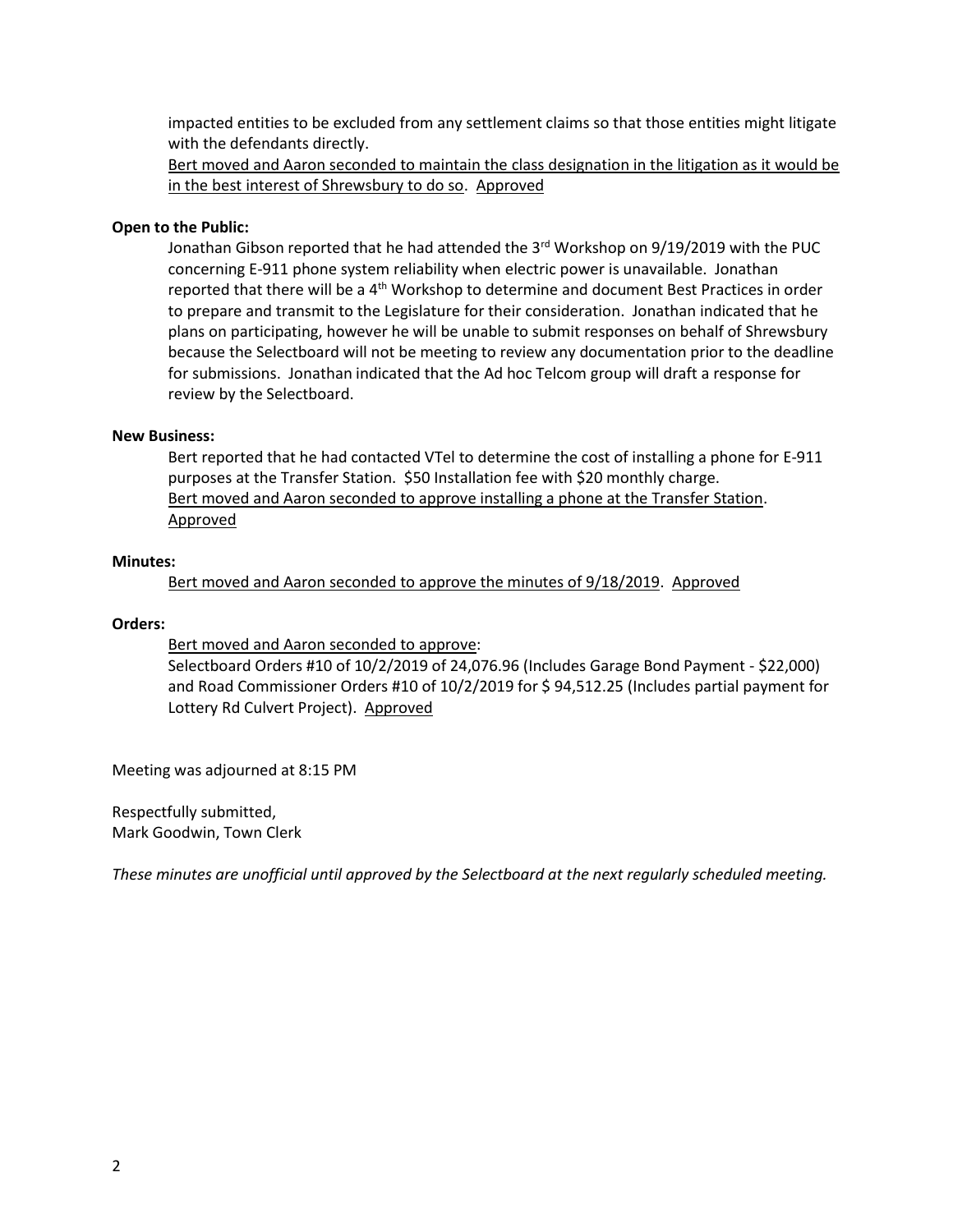impacted entities to be excluded from any settlement claims so that those entities might litigate with the defendants directly.

<u>Bert moved and Aaron seconded to maintain the class designation in the litigation as it would be in the best interest of Shrewsbury to do so</u>. <u>Approved</u>

**Open to the Public:**

Jonathan Gibson reported that he had attended the 3rd Workshop on 9/19/2019 with the PUC concerning E-911 phone system reliability when electric power is unavailable. Jonathan reported that there will be a 4th Workshop to determine and document Best Practices in order to prepare and transmit to the Legislature for their consideration. Jonathan indicated that he plans on participating, however he will be unable to submit responses on behalf of Shrewsbury because the Selectboard will not be meeting to review any documentation prior to the deadline for submissions. Jonathan indicated that the Ad hoc Telcom group will draft a response for review by the Selectboard.

**New Business:**

Bert reported that he had contacted VTel to determine the cost of installing a phone for E-911 purposes at the Transfer Station. $50 Installation fee with $20 monthly charge.

<u>Bert moved and Aaron seconded to approve installing a phone at the Transfer Station</u>. <u>Approved</u>

**Minutes:**

<u>Bert moved and Aaron seconded to approve the minutes of 9/18/2019</u>. <u>Approved</u>

**Orders:**

<u>Bert moved and Aaron seconded to approve</u>:

Selectboard Orders #10 of 10/2/2019 of 24,076.96 (Includes Garage Bond Payment - $22,000) and Road Commissioner Orders #10 of 10/2/2019 for $ 94,512.25 (Includes partial payment for Lottery Rd Culvert Project). <u>Approved</u>

Meeting was adjourned at 8:15 PM

Respectfully submitted,
Mark Goodwin, Town Clerk

*These minutes are unofficial until approved by the Selectboard at the next regularly scheduled meeting.*